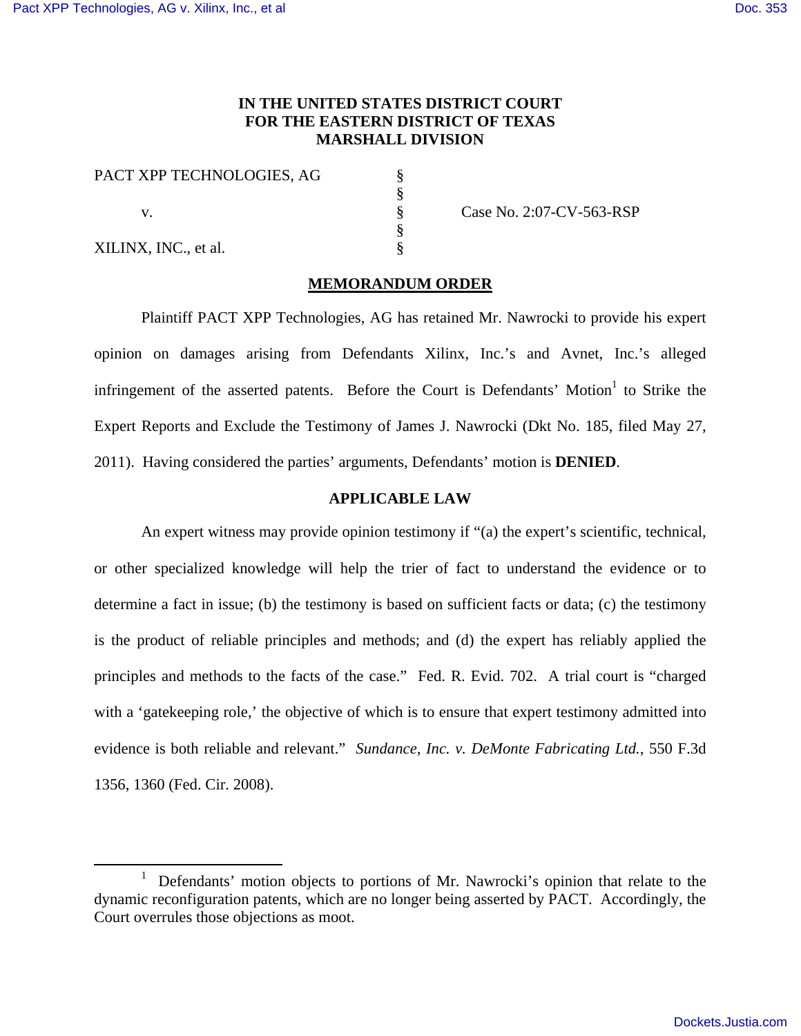**IN THE UNITED STATES DISTRICT COURT**
**FOR THE EASTERN DISTRICT OF TEXAS**
**MARSHALL DIVISION**

| | | |
|---|---|---|
| PACT XPP TECHNOLOGIES, AG | § | |
| | § | |
| v. | § | Case No. 2:07-CV-563-RSP |
| | § | |
| XILINX, INC., et al. | § | |

## MEMORANDUM ORDER

Plaintiff PACT XPP Technologies, AG has retained Mr. Nawrocki to provide his expert opinion on damages arising from Defendants Xilinx, Inc.'s and Avnet, Inc.'s alleged infringement of the asserted patents. Before the Court is Defendants' Motion[1] to Strike the Expert Reports and Exclude the Testimony of James J. Nawrocki (Dkt No. 185, filed May 27, 2011). Having considered the parties' arguments, Defendants' motion is **DENIED**.

## APPLICABLE LAW

An expert witness may provide opinion testimony if "(a) the expert's scientific, technical, or other specialized knowledge will help the trier of fact to understand the evidence or to determine a fact in issue; (b) the testimony is based on sufficient facts or data; (c) the testimony is the product of reliable principles and methods; and (d) the expert has reliably applied the principles and methods to the facts of the case." Fed. R. Evid. 702. A trial court is "charged with a 'gatekeeping role,' the objective of which is to ensure that expert testimony admitted into evidence is both reliable and relevant." *Sundance, Inc. v. DeMonte Fabricating Ltd.*, 550 F.3d 1356, 1360 (Fed. Cir. 2008).

---

[1] Defendants' motion objects to portions of Mr. Nawrocki's opinion that relate to the dynamic reconfiguration patents, which are no longer being asserted by PACT. Accordingly, the Court overrules those objections as moot.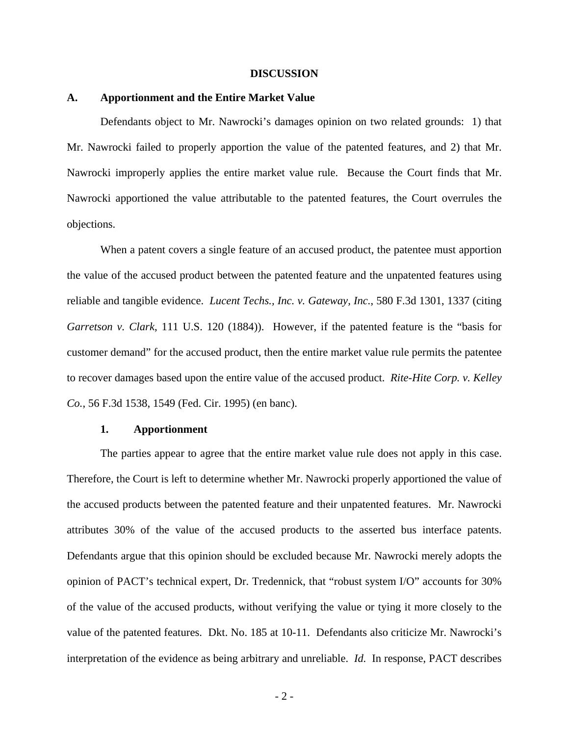## DISCUSSION

### A. Apportionment and the Entire Market Value

Defendants object to Mr. Nawrocki's damages opinion on two related grounds: 1) that Mr. Nawrocki failed to properly apportion the value of the patented features, and 2) that Mr. Nawrocki improperly applies the entire market value rule. Because the Court finds that Mr. Nawrocki apportioned the value attributable to the patented features, the Court overrules the objections.

When a patent covers a single feature of an accused product, the patentee must apportion the value of the accused product between the patented feature and the unpatented features using reliable and tangible evidence. *Lucent Techs., Inc. v. Gateway, Inc.*, 580 F.3d 1301, 1337 (citing *Garretson v. Clark*, 111 U.S. 120 (1884)). However, if the patented feature is the "basis for customer demand" for the accused product, then the entire market value rule permits the patentee to recover damages based upon the entire value of the accused product. *Rite-Hite Corp. v. Kelley Co.*, 56 F.3d 1538, 1549 (Fed. Cir. 1995) (en banc).

#### 1. Apportionment

The parties appear to agree that the entire market value rule does not apply in this case. Therefore, the Court is left to determine whether Mr. Nawrocki properly apportioned the value of the accused products between the patented feature and their unpatented features. Mr. Nawrocki attributes 30% of the value of the accused products to the asserted bus interface patents. Defendants argue that this opinion should be excluded because Mr. Nawrocki merely adopts the opinion of PACT's technical expert, Dr. Tredennick, that "robust system I/O" accounts for 30% of the value of the accused products, without verifying the value or tying it more closely to the value of the patented features. Dkt. No. 185 at 10-11. Defendants also criticize Mr. Nawrocki's interpretation of the evidence as being arbitrary and unreliable. *Id.* In response, PACT describes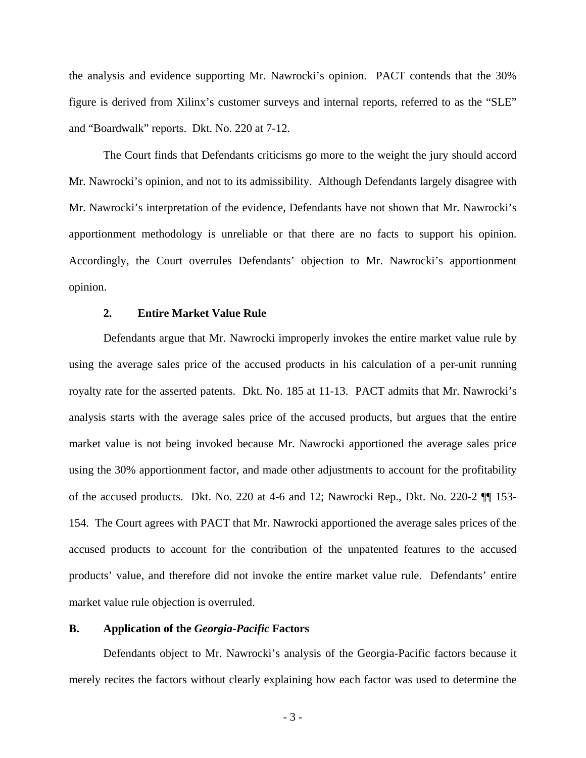the analysis and evidence supporting Mr. Nawrocki's opinion. PACT contends that the 30% figure is derived from Xilinx's customer surveys and internal reports, referred to as the "SLE" and "Boardwalk" reports. Dkt. No. 220 at 7-12.

The Court finds that Defendants criticisms go more to the weight the jury should accord Mr. Nawrocki's opinion, and not to its admissibility. Although Defendants largely disagree with Mr. Nawrocki's interpretation of the evidence, Defendants have not shown that Mr. Nawrocki's apportionment methodology is unreliable or that there are no facts to support his opinion. Accordingly, the Court overrules Defendants' objection to Mr. Nawrocki's apportionment opinion.

#### 2. Entire Market Value Rule

Defendants argue that Mr. Nawrocki improperly invokes the entire market value rule by using the average sales price of the accused products in his calculation of a per-unit running royalty rate for the asserted patents. Dkt. No. 185 at 11-13. PACT admits that Mr. Nawrocki's analysis starts with the average sales price of the accused products, but argues that the entire market value is not being invoked because Mr. Nawrocki apportioned the average sales price using the 30% apportionment factor, and made other adjustments to account for the profitability of the accused products. Dkt. No. 220 at 4-6 and 12; Nawrocki Rep., Dkt. No. 220-2 ¶¶ 153-154. The Court agrees with PACT that Mr. Nawrocki apportioned the average sales prices of the accused products to account for the contribution of the unpatented features to the accused products' value, and therefore did not invoke the entire market value rule. Defendants' entire market value rule objection is overruled.

### B. Application of the *Georgia-Pacific* Factors

Defendants object to Mr. Nawrocki's analysis of the Georgia-Pacific factors because it merely recites the factors without clearly explaining how each factor was used to determine the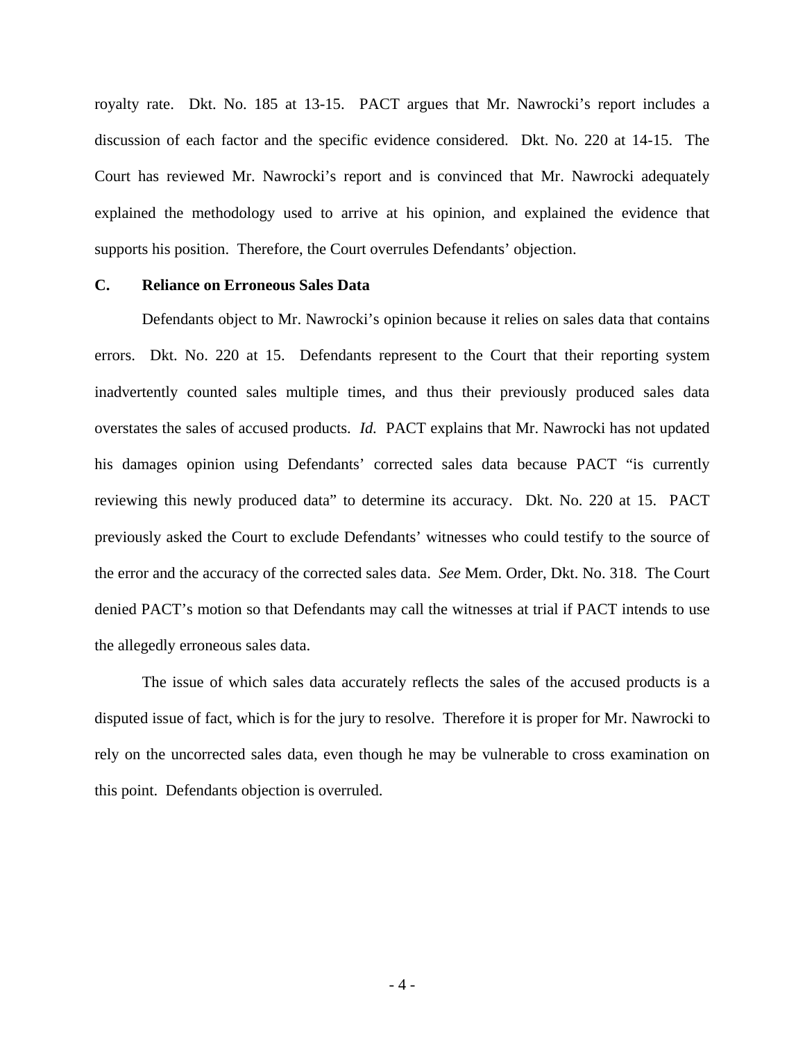royalty rate. Dkt. No. 185 at 13-15. PACT argues that Mr. Nawrocki's report includes a discussion of each factor and the specific evidence considered. Dkt. No. 220 at 14-15. The Court has reviewed Mr. Nawrocki's report and is convinced that Mr. Nawrocki adequately explained the methodology used to arrive at his opinion, and explained the evidence that supports his position. Therefore, the Court overrules Defendants' objection.

### C. Reliance on Erroneous Sales Data

Defendants object to Mr. Nawrocki's opinion because it relies on sales data that contains errors. Dkt. No. 220 at 15. Defendants represent to the Court that their reporting system inadvertently counted sales multiple times, and thus their previously produced sales data overstates the sales of accused products. *Id.* PACT explains that Mr. Nawrocki has not updated his damages opinion using Defendants' corrected sales data because PACT "is currently reviewing this newly produced data" to determine its accuracy. Dkt. No. 220 at 15. PACT previously asked the Court to exclude Defendants' witnesses who could testify to the source of the error and the accuracy of the corrected sales data. *See* Mem. Order, Dkt. No. 318. The Court denied PACT's motion so that Defendants may call the witnesses at trial if PACT intends to use the allegedly erroneous sales data.

The issue of which sales data accurately reflects the sales of the accused products is a disputed issue of fact, which is for the jury to resolve. Therefore it is proper for Mr. Nawrocki to rely on the uncorrected sales data, even though he may be vulnerable to cross examination on this point. Defendants objection is overruled.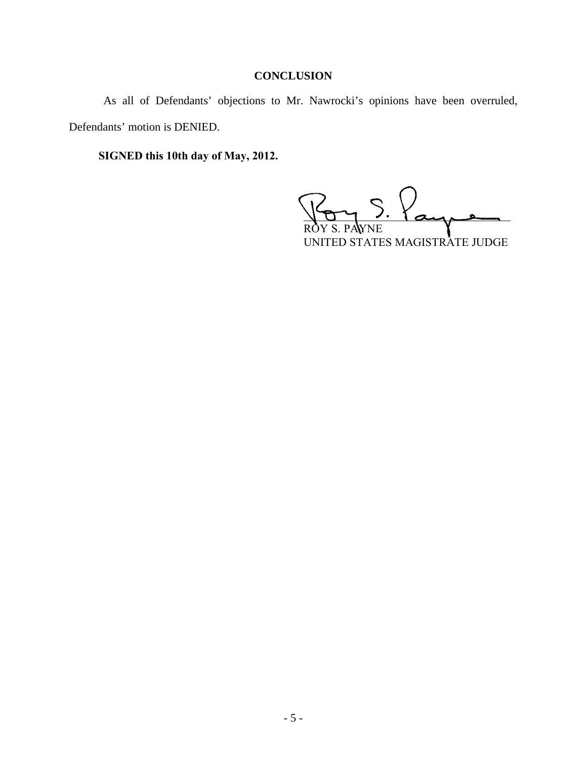## CONCLUSION

As all of Defendants' objections to Mr. Nawrocki's opinions have been overruled, Defendants' motion is DENIED.

**SIGNED this 10th day of May, 2012.**

ROY S. PAYNE
UNITED STATES MAGISTRATE JUDGE